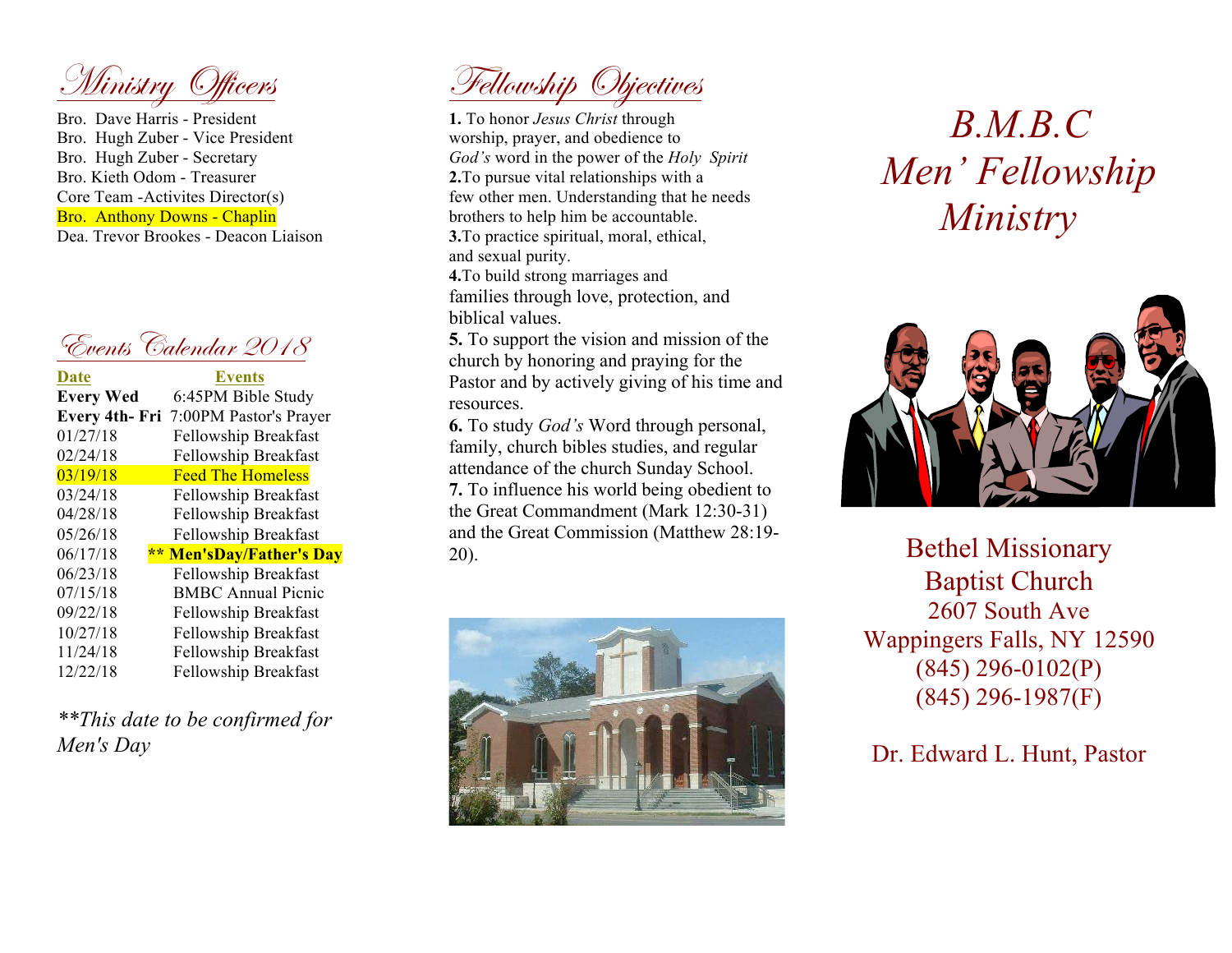## Ministry Officers

Bro. Dave Harris - President
Bro. Hugh Zuber - Vice President
Bro. Hugh Zuber - Secretary
Bro. Kieth Odom - Treasurer
Core Team -Activites Director(s)
Bro. Anthony Downs - Chaplin
Dea. Trevor Brookes - Deacon Liaison

## Events Calendar 2018

| Date | Events |
|---|---|
| **Every Wed** | 6:45PM Bible Study |
| **Every 4th- Fri** | 7:00PM Pastor's Prayer |
| 01/27/18 | Fellowship Breakfast |
| 02/24/18 | Fellowship Breakfast |
| 03/19/18 | Feed The Homeless |
| 03/24/18 | Fellowship Breakfast |
| 04/28/18 | Fellowship Breakfast |
| 05/26/18 | Fellowship Breakfast |
| 06/17/18 | **\*\* Men'sDay/Father's Day** |
| 06/23/18 | Fellowship Breakfast |
| 07/15/18 | BMBC Annual Picnic |
| 09/22/18 | Fellowship Breakfast |
| 10/27/18 | Fellowship Breakfast |
| 11/24/18 | Fellowship Breakfast |
| 12/22/18 | Fellowship Breakfast |

*\*\*This date to be confirmed for Men's Day*

## Fellowship Objectives

**1.** To honor *Jesus Christ* through worship, prayer, and obedience to *God's* word in the power of the *Holy Spirit*
**2.**To pursue vital relationships with a few other men. Understanding that he needs brothers to help him be accountable.
**3.**To practice spiritual, moral, ethical, and sexual purity.
**4.**To build strong marriages and families through love, protection, and biblical values.
**5.** To support the vision and mission of the church by honoring and praying for the Pastor and by actively giving of his time and resources.
**6.** To study *God's* Word through personal, family, church bibles studies, and regular attendance of the church Sunday School.
**7.** To influence his world being obedient to the Great Commandment (Mark 12:30-31) and the Great Commission (Matthew 28:19-20).

# *B.M.B.C Men' Fellowship Ministry*

Bethel Missionary Baptist Church
2607 South Ave
Wappingers Falls, NY 12590
(845) 296-0102(P)
(845) 296-1987(F)

Dr. Edward L. Hunt, Pastor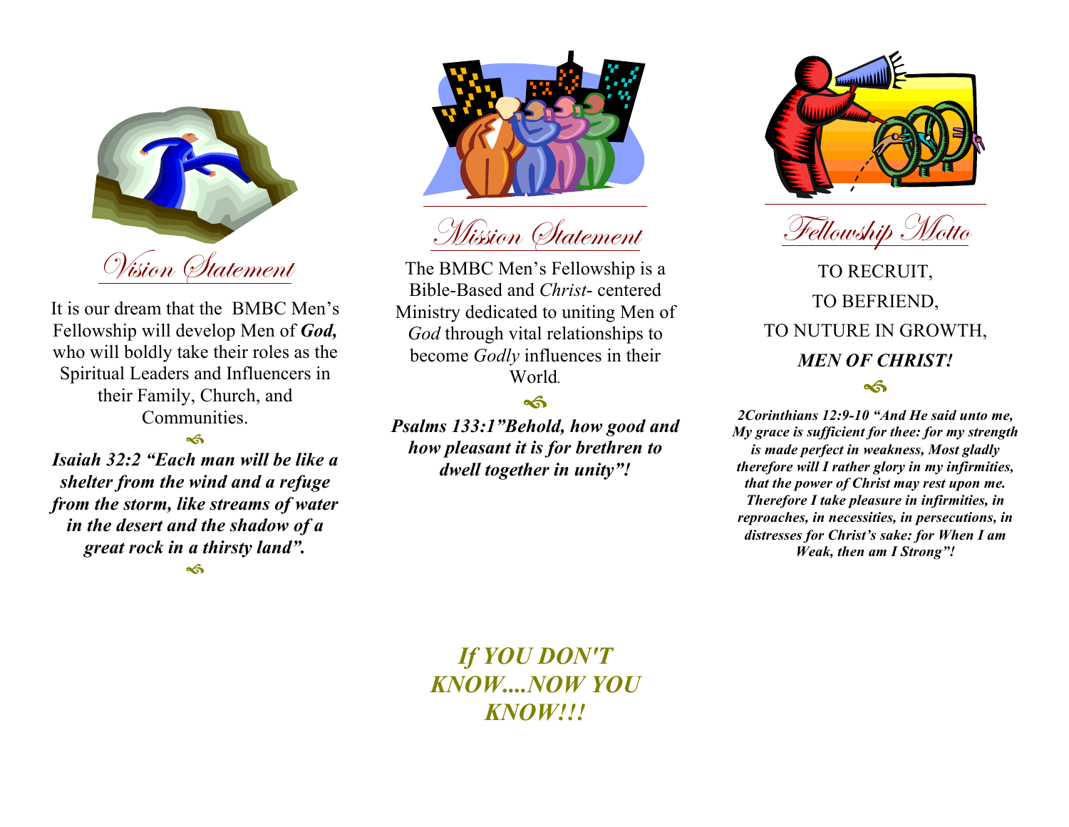## *Vision Statement*

It is our dream that the BMBC Men's Fellowship will develop Men of ***God,*** who will boldly take their roles as the Spiritual Leaders and Influencers in their Family, Church, and Communities.

***Isaiah 32:2 "Each man will be like a shelter from the wind and a refuge from the storm, like streams of water in the desert and the shadow of a great rock in a thirsty land".***

## *Mission Statement*

The BMBC Men's Fellowship is a Bible-Based and *Christ*- centered Ministry dedicated to uniting Men of *God* through vital relationships to become *Godly* influences in their World.

***Psalms 133:1"Behold, how good and how pleasant it is for brethren to dwell together in unity"!***

## *Fellowship Motto*

TO RECRUIT,

TO BEFRIEND,

TO NUTURE IN GROWTH,

***MEN OF CHRIST!***

***2Corinthians 12:9-10 "And He said unto me, My grace is sufficient for thee: for my strength is made perfect in weakness, Most gladly therefore will I rather glory in my infirmities, that the power of Christ may rest upon me. Therefore I take pleasure in infirmities, in reproaches, in necessities, in persecutions, in distresses for Christ's sake: for When I am Weak, then am I Strong"!***

***If YOU DON'T KNOW....NOW YOU KNOW!!!***